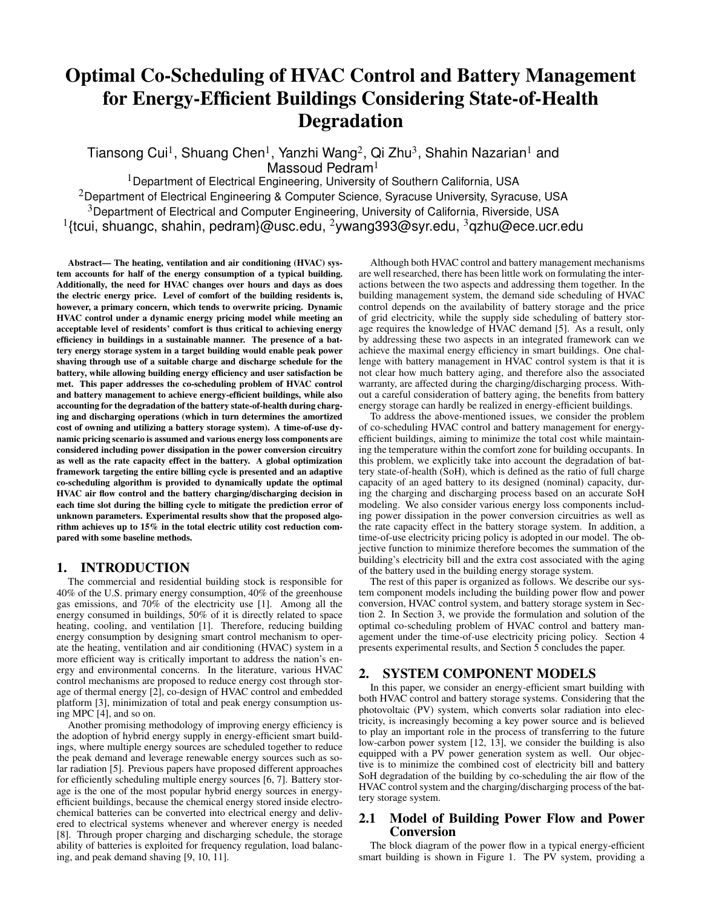# Optimal Co-Scheduling of HVAC Control and Battery Management for Energy-Efficient Buildings Considering State-of-Health Degradation

Tiansong Cui[1], Shuang Chen[1], Yanzhi Wang[2], Qi Zhu[3], Shahin Nazarian[1] and Massoud Pedram[1]

[1]Department of Electrical Engineering, University of Southern California, USA

[2]Department of Electrical Engineering & Computer Science, Syracuse University, Syracuse, USA

[3]Department of Electrical and Computer Engineering, University of California, Riverside, USA

[1]{tcui, shuangc, shahin, pedram}@usc.edu, [2]ywang393@syr.edu, [3]qzhu@ece.ucr.edu

**Abstract— The heating, ventilation and air conditioning (HVAC) system accounts for half of the energy consumption of a typical building. Additionally, the need for HVAC changes over hours and days as does the electric energy price. Level of comfort of the building residents is, however, a primary concern, which tends to overwrite pricing. Dynamic HVAC control under a dynamic energy pricing model while meeting an acceptable level of residents' comfort is thus critical to achieving energy efficiency in buildings in a sustainable manner. The presence of a battery energy storage system in a target building would enable peak power shaving through use of a suitable charge and discharge schedule for the battery, while allowing building energy efficiency and user satisfaction be met. This paper addresses the co-scheduling problem of HVAC control and battery management to achieve energy-efficient buildings, while also accounting for the degradation of the battery state-of-health during charging and discharging operations (which in turn determines the amortized cost of owning and utilizing a battery storage system). A time-of-use dynamic pricing scenario is assumed and various energy loss components are considered including power dissipation in the power conversion circuitry as well as the rate capacity effect in the battery. A global optimization framework targeting the entire billing cycle is presented and an adaptive co-scheduling algorithm is provided to dynamically update the optimal HVAC air flow control and the battery charging/discharging decision in each time slot during the billing cycle to mitigate the prediction error of unknown parameters. Experimental results show that the proposed algorithm achieves up to 15% in the total electric utility cost reduction compared with some baseline methods.**

## 1. INTRODUCTION

The commercial and residential building stock is responsible for 40% of the U.S. primary energy consumption, 40% of the greenhouse gas emissions, and 70% of the electricity use [1]. Among all the energy consumed in buildings, 50% of it is directly related to space heating, cooling, and ventilation [1]. Therefore, reducing building energy consumption by designing smart control mechanism to operate the heating, ventilation and air conditioning (HVAC) system in a more efficient way is critically important to address the nation's energy and environmental concerns. In the literature, various HVAC control mechanisms are proposed to reduce energy cost through storage of thermal energy [2], co-design of HVAC control and embedded platform [3], minimization of total and peak energy consumption using MPC [4], and so on.

Another promising methodology of improving energy efficiency is the adoption of hybrid energy supply in energy-efficient smart buildings, where multiple energy sources are scheduled together to reduce the peak demand and leverage renewable energy sources such as solar radiation [5]. Previous papers have proposed different approaches for efficiently scheduling multiple energy sources [6, 7]. Battery storage is the one of the most popular hybrid energy sources in energy-efficient buildings, because the chemical energy stored inside electrochemical batteries can be converted into electrical energy and delivered to electrical systems whenever and wherever energy is needed [8]. Through proper charging and discharging schedule, the storage ability of batteries is exploited for frequency regulation, load balancing, and peak demand shaving [9, 10, 11].

Although both HVAC control and battery management mechanisms are well researched, there has been little work on formulating the interactions between the two aspects and addressing them together. In the building management system, the demand side scheduling of HVAC control depends on the availability of battery storage and the price of grid electricity, while the supply side scheduling of battery storage requires the knowledge of HVAC demand [5]. As a result, only by addressing these two aspects in an integrated framework can we achieve the maximal energy efficiency in smart buildings. One challenge with battery management in HVAC control system is that it is not clear how much battery aging, and therefore also the associated warranty, are affected during the charging/discharging process. Without a careful consideration of battery aging, the benefits from battery energy storage can hardly be realized in energy-efficient buildings.

To address the above-mentioned issues, we consider the problem of co-scheduling HVAC control and battery management for energy-efficient buildings, aiming to minimize the total cost while maintaining the temperature within the comfort zone for building occupants. In this problem, we explicitly take into account the degradation of battery state-of-health (SoH), which is defined as the ratio of full charge capacity of an aged battery to its designed (nominal) capacity, during the charging and discharging process based on an accurate SoH modeling. We also consider various energy loss components including power dissipation in the power conversion circuitries as well as the rate capacity effect in the battery storage system. In addition, a time-of-use electricity pricing policy is adopted in our model. The objective function to minimize therefore becomes the summation of the building's electricity bill and the extra cost associated with the aging of the battery used in the building energy storage system.

The rest of this paper is organized as follows. We describe our system component models including the building power flow and power conversion, HVAC control system, and battery storage system in Section 2. In Section 3, we provide the formulation and solution of the optimal co-scheduling problem of HVAC control and battery management under the time-of-use electricity pricing policy. Section 4 presents experimental results, and Section 5 concludes the paper.

## 2. SYSTEM COMPONENT MODELS

In this paper, we consider an energy-efficient smart building with both HVAC control and battery storage systems. Considering that the photovoltaic (PV) system, which converts solar radiation into electricity, is increasingly becoming a key power source and is believed to play an important role in the process of transferring to the future low-carbon power system [12, 13], we consider the building is also equipped with a PV power generation system as well. Our objective is to minimize the combined cost of electricity bill and battery SoH degradation of the building by co-scheduling the air flow of the HVAC control system and the charging/discharging process of the battery storage system.

### 2.1 Model of Building Power Flow and Power Conversion

The block diagram of the power flow in a typical energy-efficient smart building is shown in Figure 1. The PV system, providing a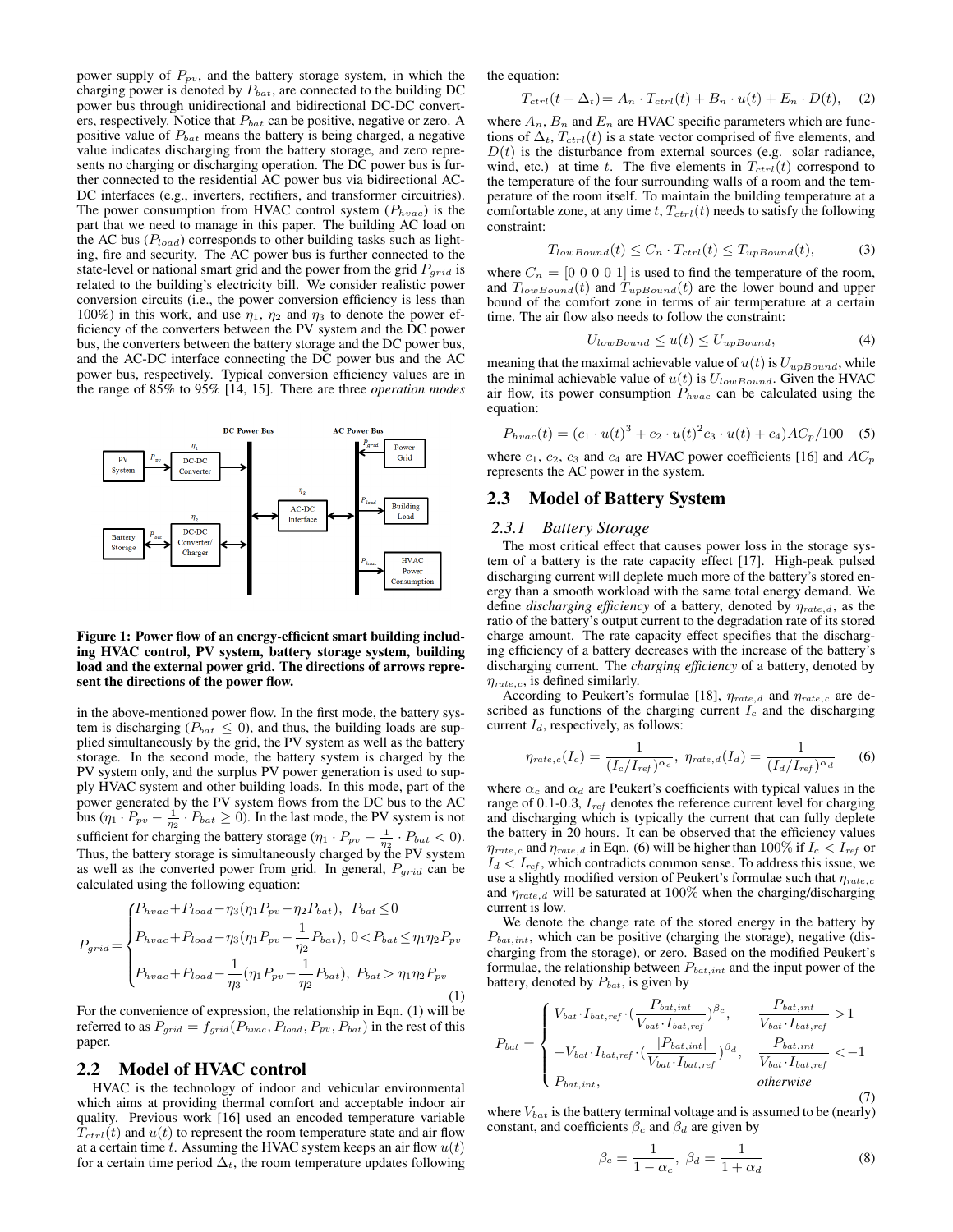power supply of $P_{pv}$, and the battery storage system, in which the charging power is denoted by $P_{bat}$, are connected to the building DC power bus through unidirectional and bidirectional DC-DC converters, respectively. Notice that $P_{bat}$ can be positive, negative or zero. A positive value of $P_{bat}$ means the battery is being charged, a negative value indicates discharging from the battery storage, and zero represents no charging or discharging operation. The DC power bus is further connected to the residential AC power bus via bidirectional AC-DC interfaces (e.g., inverters, rectifiers, and transformer circuitries). The power consumption from HVAC control system ($P_{hvac}$) is the part that we need to manage in this paper. The building AC load on the AC bus ($P_{load}$) corresponds to other building tasks such as lighting, fire and security. The AC power bus is further connected to the state-level or national smart grid and the power from the grid $P_{grid}$ is related to the building's electricity bill. We consider realistic power conversion circuits (i.e., the power conversion efficiency is less than 100%) in this work, and use $\eta_1$, $\eta_2$ and $\eta_3$ to denote the power efficiency of the converters between the PV system and the DC power bus, the converters between the battery storage and the DC power bus, and the AC-DC interface connecting the DC power bus and the AC power bus, respectively. Typical conversion efficiency values are in the range of 85% to 95% [14, 15]. There are three *operation modes*

**Figure 1: Power flow of an energy-efficient smart building including HVAC control, PV system, battery storage system, building load and the external power grid. The directions of arrows represent the directions of the power flow.**

in the above-mentioned power flow. In the first mode, the battery system is discharging ($P_{bat} \leq 0$), and thus, the building loads are supplied simultaneously by the grid, the PV system as well as the battery storage. In the second mode, the battery system is charged by the PV system only, and the surplus PV power generation is used to supply HVAC system and other building loads. In this mode, part of the power generated by the PV system flows from the DC bus to the AC bus ($\eta_1 \cdot P_{pv} - \frac{1}{\eta_2} \cdot P_{bat} \geq 0$). In the last mode, the PV system is not sufficient for charging the battery storage ($\eta_1 \cdot P_{pv} - \frac{1}{\eta_2} \cdot P_{bat} < 0$). Thus, the battery storage is simultaneously charged by the PV system as well as the converted power from grid. In general, $P_{grid}$ can be calculated using the following equation:

$$P_{grid} = \begin{cases} P_{hvac} + P_{load} - \eta_3(\eta_1 P_{pv} - \eta_2 P_{bat}), & P_{bat} \leq 0 \\ P_{hvac} + P_{load} - \eta_3(\eta_1 P_{pv} - \frac{1}{\eta_2} P_{bat}), & 0 < P_{bat} \leq \eta_1 \eta_2 P_{pv} \\ P_{hvac} + P_{load} - \frac{1}{\eta_3}(\eta_1 P_{pv} - \frac{1}{\eta_2} P_{bat}), & P_{bat} > \eta_1 \eta_2 P_{pv} \end{cases} \tag{1}$$

For the convenience of expression, the relationship in Eqn. (1) will be referred to as $P_{grid} = f_{grid}(P_{hvac}, P_{load}, P_{pv}, P_{bat})$ in the rest of this paper.

## 2.2 Model of HVAC control

HVAC is the technology of indoor and vehicular environmental which aims at providing thermal comfort and acceptable indoor air quality. Previous work [16] used an encoded temperature variable $T_{ctrl}(t)$ and $u(t)$ to represent the room temperature state and air flow at a certain time $t$. Assuming the HVAC system keeps an air flow $u(t)$ for a certain time period $\Delta_t$, the room temperature updates following the equation:

$$T_{ctrl}(t + \Delta_t) = A_n \cdot T_{ctrl}(t) + B_n \cdot u(t) + E_n \cdot D(t), \tag{2}$$

where $A_n$, $B_n$ and $E_n$ are HVAC specific parameters which are functions of $\Delta_t$, $T_{ctrl}(t)$ is a state vector comprised of five elements, and $D(t)$ is the disturbance from external sources (e.g. solar radiance, wind, etc.) at time $t$. The five elements in $T_{ctrl}(t)$ correspond to the temperature of the four surrounding walls of a room and the temperature of the room itself. To maintain the building temperature at a comfortable zone, at any time $t$, $T_{ctrl}(t)$ needs to satisfy the following constraint:

$$T_{lowBound}(t) \leq C_n \cdot T_{ctrl}(t) \leq T_{upBound}(t), \tag{3}$$

where $C_n = [0\ 0\ 0\ 0\ 1]$ is used to find the temperature of the room, and $T_{lowBound}(t)$ and $T_{upBound}(t)$ are the lower bound and upper bound of the comfort zone in terms of air termperature at a certain time. The air flow also needs to follow the constraint:

$$U_{lowBound} \leq u(t) \leq U_{upBound}, \tag{4}$$

meaning that the maximal achievable value of $u(t)$ is $U_{upBound}$, while the minimal achievable value of $u(t)$ is $U_{lowBound}$. Given the HVAC air flow, its power consumption $P_{hvac}$ can be calculated using the equation:

$$P_{hvac}(t) = (c_1 \cdot u(t)^3 + c_2 \cdot u(t)^2 c_3 \cdot u(t) + c_4) AC_p / 100 \tag{5}$$

where $c_1$, $c_2$, $c_3$ and $c_4$ are HVAC power coefficients [16] and $AC_p$ represents the AC power in the system.

## 2.3 Model of Battery System

### 2.3.1 Battery Storage

The most critical effect that causes power loss in the storage system of a battery is the rate capacity effect [17]. High-peak pulsed discharging current will deplete much more of the battery's stored energy than a smooth workload with the same total energy demand. We define *discharging efficiency* of a battery, denoted by $\eta_{rate,d}$, as the ratio of the battery's output current to the degradation rate of its stored charge amount. The rate capacity effect specifies that the discharging efficiency of a battery decreases with the increase of the battery's discharging current. The *charging efficiency* of a battery, denoted by $\eta_{rate,c}$, is defined similarly.

According to Peukert's formulae [18], $\eta_{rate,d}$ and $\eta_{rate,c}$ are described as functions of the charging current $I_c$ and the discharging current $I_d$, respectively, as follows:

$$\eta_{rate,c}(I_c) = \frac{1}{(I_c/I_{ref})^{\alpha_c}},\ \eta_{rate,d}(I_d) = \frac{1}{(I_d/I_{ref})^{\alpha_d}} \tag{6}$$

where $\alpha_c$ and $\alpha_d$ are Peukert's coefficients with typical values in the range of 0.1-0.3, $I_{ref}$ denotes the reference current level for charging and discharging which is typically the current that can fully deplete the battery in 20 hours. It can be observed that the efficiency values $\eta_{rate,c}$ and $\eta_{rate,d}$ in Eqn. (6) will be higher than 100% if $I_c < I_{ref}$ or $I_d < I_{ref}$, which contradicts common sense. To address this issue, we use a slightly modified version of Peukert's formulae such that $\eta_{rate,c}$ and $\eta_{rate,d}$ will be saturated at 100% when the charging/discharging current is low.

We denote the change rate of the stored energy in the battery by $P_{bat,int}$, which can be positive (charging the storage), negative (discharging from the storage), or zero. Based on the modified Peukert's formulae, the relationship between $P_{bat,int}$ and the input power of the battery, denoted by $P_{bat}$, is given by

$$P_{bat} = \begin{cases} V_{bat} \cdot I_{bat,ref} \cdot (\frac{P_{bat,int}}{V_{bat} \cdot I_{bat,ref}})^{\beta_c}, & \frac{P_{bat,int}}{V_{bat} \cdot I_{bat,ref}} > 1 \\ -V_{bat} \cdot I_{bat,ref} \cdot (\frac{|P_{bat,int}|}{V_{bat} \cdot I_{bat,ref}})^{\beta_d}, & \frac{P_{bat,int}}{V_{bat} \cdot I_{bat,ref}} < -1 \\ P_{bat,int}, & \textit{otherwise} \end{cases} \tag{7}$$

where $V_{bat}$ is the battery terminal voltage and is assumed to be (nearly) constant, and coefficients $\beta_c$ and $\beta_d$ are given by

$$\beta_c = \frac{1}{1 - \alpha_c},\ \beta_d = \frac{1}{1 + \alpha_d} \tag{8}$$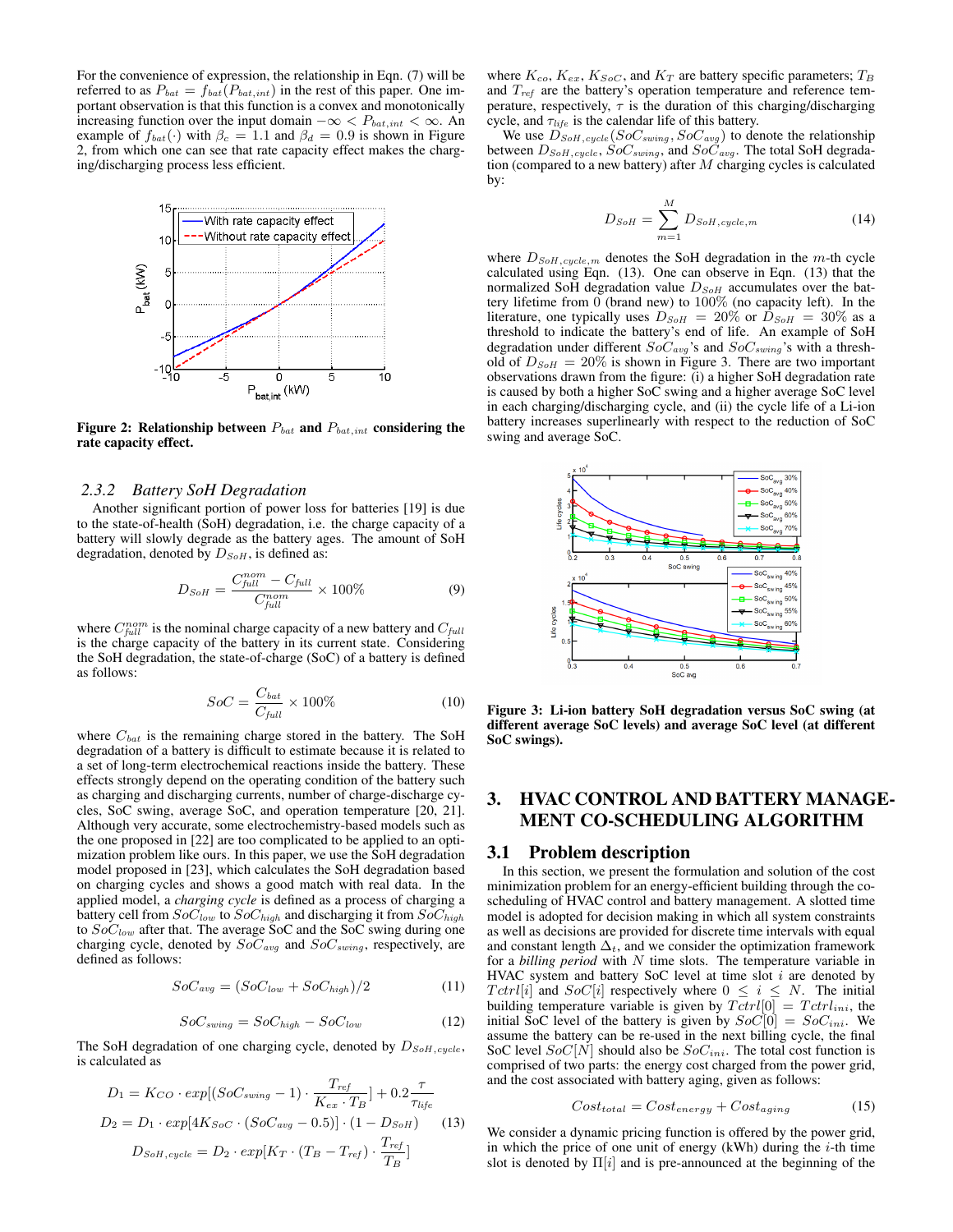For the convenience of expression, the relationship in Eqn. (7) will be referred to as $P_{bat} = f_{bat}(P_{bat,int})$ in the rest of this paper. One important observation is that this function is a convex and monotonically increasing function over the input domain $-\infty < P_{bat,int} < \infty$. An example of $f_{bat}(\cdot)$ with $\beta_c = 1.1$ and $\beta_d = 0.9$ is shown in Figure 2, from which one can see that rate capacity effect makes the charging/discharging process less efficient.

**Figure 2: Relationship between $P_{bat}$ and $P_{bat,int}$ considering the rate capacity effect.**

### 2.3.2 Battery SoH Degradation

Another significant portion of power loss for batteries [19] is due to the state-of-health (SoH) degradation, i.e. the charge capacity of a battery will slowly degrade as the battery ages. The amount of SoH degradation is denoted by $D_{SoH}$, is defined as:

$$D_{SoH} = \frac{C_{full}^{nom} - C_{full}}{C_{full}^{nom}} \times 100\% \tag{9}$$

where $C_{full}^{nom}$ is the nominal charge capacity of a new battery and $C_{full}$ is the charge capacity of the battery in its current state. Considering the SoH degradation, the state-of-charge (SoC) of a battery is defined as follows:

$$SoC = \frac{C_{bat}}{C_{full}} \times 100\% \tag{10}$$

where $C_{bat}$ is the remaining charge stored in the battery. The SoH degradation of a battery is difficult to estimate because it is related to a set of long-term electrochemical reactions inside the battery. These effects strongly depend on the operating condition of the battery such as charging and discharging currents, number of charge-discharge cycles, SoC swing, average SoC, and operation temperature [20, 21]. Although very accurate, some electrochemistry-based models such as the one proposed in [22] are too complicated to be applied to an optimization problem like ours. In this paper, we use the SoH degradation model proposed in [23], which calculates the SoH degradation based on charging cycles and shows a good match with real data. In the applied model, a *charging cycle* is defined as a process of charging a battery cell from $SoC_{low}$ to $SoC_{high}$ and discharging it from $SoC_{high}$ to $SoC_{low}$ after that. The average SoC and the SoC swing during one charging cycle, denoted by $SoC_{avg}$ and $SoC_{swing}$, respectively, are defined as follows:

$$SoC_{avg} = (SoC_{low} + SoC_{high})/2 \tag{11}$$

$$SoC_{swing} = SoC_{high} - SoC_{low} \tag{12}$$

The SoH degradation of one charging cycle, denoted by $D_{SoH,cycle}$, is calculated as

$$\begin{aligned} D_1 &= K_{CO} \cdot exp[(SoC_{swing} - 1) \cdot \frac{T_{ref}}{K_{ex} \cdot T_B}] + 0.2\frac{\tau}{\tau_{life}} \\ D_2 &= D_1 \cdot exp[4K_{SoC} \cdot (SoC_{avg} - 0.5)] \cdot (1 - D_{SoH}) \\ D_{SoH,cycle} &= D_2 \cdot exp[K_T \cdot (T_B - T_{ref}) \cdot \frac{T_{ref}}{T_B}] \end{aligned} \tag{13}$$

where $K_{co}$, $K_{ex}$, $K_{SoC}$, and $K_T$ are battery specific parameters; $T_B$ and $T_{ref}$ are the battery's operation temperature and reference temperature, respectively, $\tau$ is the duration of this charging/discharging cycle, and $\tau_{life}$ is the calendar life of this battery.

We use $D_{SoH,cycle}(SoC_{swing}, SoC_{avg})$ to denote the relationship between $D_{SoH,cycle}$, $SoC_{swing}$, and $SoC_{avg}$. The total SoH degradation (compared to a new battery) after $M$ charging cycles is calculated by:

$$D_{SoH} = \sum_{m=1}^{M} D_{SoH,cycle,m} \tag{14}$$

where $D_{SoH,cycle,m}$ denotes the SoH degradation in the $m$-th cycle calculated using Eqn. (13). One can observe in Eqn. (13) that the normalized SoH degradation value $D_{SoH}$ accumulates over the battery lifetime from 0 (brand new) to 100% (no capacity left). In the literature, one typically uses $D_{SoH} = 20\%$ or $D_{SoH} = 30\%$ as a threshold to indicate the battery's end of life. An example of SoH degradation under different $SoC_{avg}$'s and $SoC_{swing}$'s with a threshold of $D_{SoH} = 20\%$ is shown in Figure 3. There are two important observations drawn from the figure: (i) a higher SoH degradation rate is caused by both a higher SoC swing and a higher average SoC level in each charging/discharging cycle, and (ii) the cycle life of a Li-ion battery increases superlinearly with respect to the reduction of SoC swing and average SoC.

**Figure 3: Li-ion battery SoH degradation versus SoC swing (at different average SoC levels) and average SoC level (at different SoC swings).**

## 3. HVAC CONTROL AND BATTERY MANAGEMENT CO-SCHEDULING ALGORITHM

### 3.1 Problem description

In this section, we present the formulation and solution of the cost minimization problem for an energy-efficient building through the co-scheduling of HVAC control and battery management. A slotted time model is adopted for decision making in which all system constraints as well as decisions are provided for discrete time intervals with equal and constant length $\Delta_t$, and we consider the optimization framework for a *billing period* with $N$ time slots. The temperature variable in HVAC system and battery SoC level at time slot $i$ are denoted by $Tctrl[i]$ and $SoC[i]$ respectively where $0 \leq i \leq N$. The initial building temperature variable is given by $Tctrl[0] = Tctrl_{ini}$, the initial SoC level of the battery is given by $SoC[0] = SoC_{ini}$. We assume the battery can be re-used in the next billing cycle, the final SoC level $SoC[N]$ should also be $SoC_{ini}$. The total cost function is comprised of two parts: the energy cost charged from the power grid, and the cost associated with battery aging, given as follows:

$$Cost_{total} = Cost_{energy} + Cost_{aging} \tag{15}$$

We consider a dynamic pricing function is offered by the power grid, in which the price of one unit of energy (kWh) during the $i$-th time slot is denoted by $\Pi[i]$ and is pre-announced at the beginning of the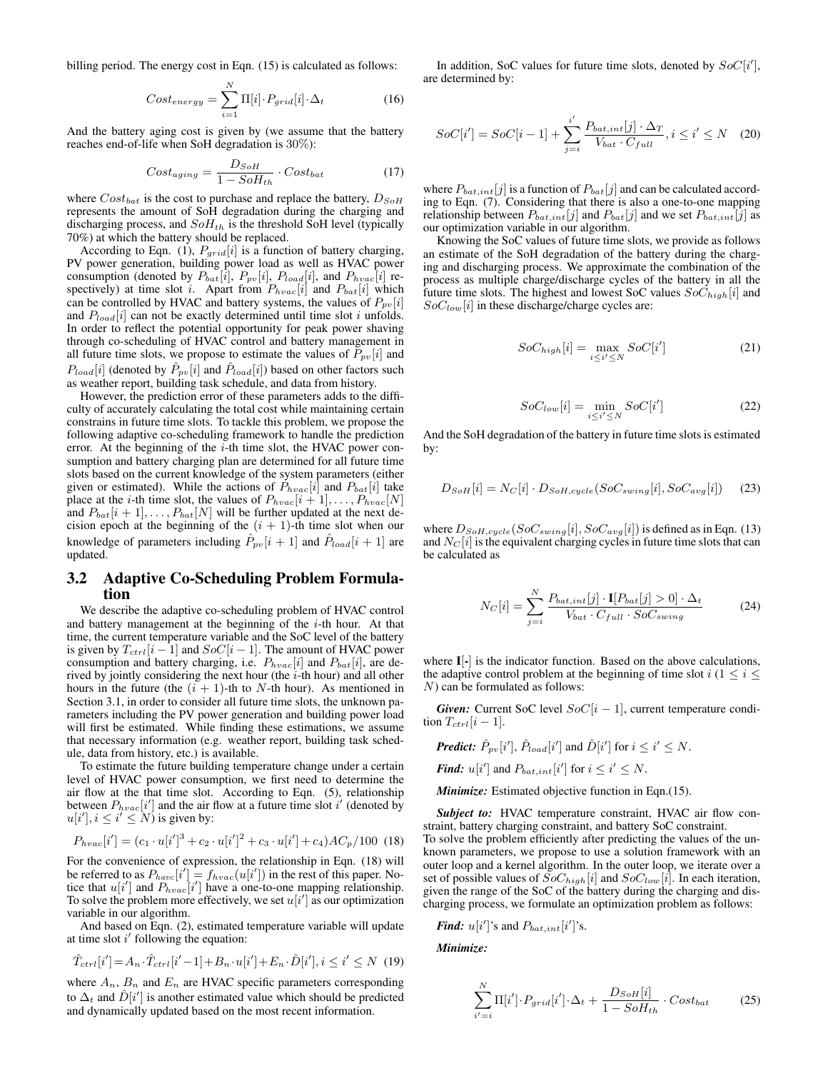billing period. The energy cost in Eqn. (15) is calculated as follows:

$$Cost_{energy} = \sum_{i=1}^{N} \Pi[i] \cdot P_{grid}[i] \cdot \Delta_t \quad (16)$$

And the battery aging cost is given by (we assume that the battery reaches end-of-life when SoH degradation is 30%):

$$Cost_{aging} = \frac{D_{SoH}}{1 - SoH_{th}} \cdot Cost_{bat} \quad (17)$$

where $Cost_{bat}$ is the cost to purchase and replace the battery, $D_{SoH}$ represents the amount of SoH degradation during the charging and discharging process, and $SoH_{th}$ is the threshold SoH level (typically 70%) at which the battery should be replaced.

According to Eqn. (1), $P_{grid}[i]$ is a function of battery charging, PV power generation, building power load as well as HVAC power consumption (denoted by $P_{bat}[i]$, $P_{pv}[i]$, $P_{load}[i]$, and $P_{hvac}[i]$ respectively) at time slot $i$. Apart from $P_{hvac}[i]$ and $P_{bat}[i]$ which can be controlled by HVAC and battery systems, the values of $P_{pv}[i]$ and $P_{load}[i]$ can not be exactly determined until time slot $i$ unfolds. In order to reflect the potential opportunity for peak power shaving through co-scheduling of HVAC control and battery management in all future time slots, we propose to estimate the values of $P_{pv}[i]$ and $P_{load}[i]$ (denoted by $\hat{P}_{pv}[i]$ and $\hat{P}_{load}[i]$) based on other factors such as weather report, building task schedule, and data from history.

However, the prediction error of these parameters adds to the difficulty of accurately calculating the total cost while maintaining certain constrains in future time slots. To tackle this problem, we propose the following adaptive co-scheduling framework to handle the prediction error. At the beginning of the $i$-th time slot, the HVAC power consumption and battery charging plan are determined for all future time slots based on the current knowledge of the system parameters (either given or estimated). While the actions of $P_{hvac}[i]$ and $P_{bat}[i]$ take place at the $i$-th time slot, the values of $P_{hvac}[i+1], \ldots, P_{hvac}[N]$ and $P_{bat}[i+1], \ldots, P_{bat}[N]$ will be further updated at the next decision epoch at the beginning of the $(i+1)$-th time slot when our knowledge of parameters including $\hat{P}_{pv}[i+1]$ and $\hat{P}_{load}[i+1]$ are updated.

## 3.2 Adaptive Co-Scheduling Problem Formulation

We describe the adaptive co-scheduling problem of HVAC control and battery management at the beginning of the $i$-th hour. At that time, the current temperature variable and the SoC level of the battery is given by $T_{ctrl}[i-1]$ and $SoC[i-1]$. The amount of HVAC power consumption and battery charging, i.e. $P_{hvac}[i]$ and $P_{bat}[i]$, are derived by jointly considering the next hour (the $i$-th hour) and all other hours in the future (the $(i+1)$-th to $N$-th hour). As mentioned in Section 3.1, in order to consider all future time slots, the unknown parameters including the PV power generation and building power load will first be estimated. While finding these estimations, we assume that necessary information (e.g. weather report, building task schedule, data from history, etc.) is available.

To estimate the future building temperature change under a certain level of HVAC power consumption, we first need to determine the air flow at the that time slot. According to Eqn. (5), relationship between $P_{hvac}[i']$ and the air flow at a future time slot $i'$ (denoted by $u[i'], i \leq i' \leq N$) is given by:

$$P_{hvac}[i'] = (c_1 \cdot u[i']^3 + c_2 \cdot u[i']^2 + c_3 \cdot u[i'] + c_4) AC_p / 100 \quad (18)$$

For the convenience of expression, the relationship in Eqn. (18) will be referred to as $P_{havc}[i'] = f_{hvac}(u[i'])$ in the rest of this paper. Notice that $u[i']$ and $P_{hvac}[i']$ have a one-to-one mapping relationship. To solve the problem more effectively, we set $u[i']$ as our optimization variable in our algorithm.

And based on Eqn. (2), estimated temperature variable will update at time slot $i'$ following the equation:

$$\hat{T}_{ctrl}[i'] = A_n \cdot \hat{T}_{ctrl}[i'-1] + B_n \cdot u[i'] + E_n \cdot \hat{D}[i'], i \leq i' \leq N \quad (19)$$

where $A_n$, $B_n$ and $E_n$ are HVAC specific parameters corresponding to $\Delta_t$ and $\hat{D}[i']$ is another estimated value which should be predicted and dynamically updated based on the most recent information.

In addition, SoC values for future time slots, denoted by $SoC[i']$, are determined by:

$$SoC[i'] = SoC[i-1] + \sum_{j=i}^{i'} \frac{P_{bat,int}[j] \cdot \Delta_T}{V_{bat} \cdot C_{full}}, i \leq i' \leq N \quad (20)$$

where $P_{bat,int}[j]$ is a function of $P_{bat}[j]$ and can be calculated according to Eqn. (7). Considering that there is also a one-to-one mapping relationship between $P_{bat,int}[j]$ and $P_{bat}[j]$ and we set $P_{bat,int}[j]$ as our optimization variable in our algorithm.

Knowing the SoC values of future time slots, we provide as follows an estimate of the SoH degradation of the battery during the charging and discharging process. We approximate the combination of the process as multiple charge/discharge cycles of the battery in all the future time slots. The highest and lowest SoC values $SoC_{high}[i]$ and $SoC_{low}[i]$ in these discharge/charge cycles are:

$$SoC_{high}[i] = \max_{i \leq i' \leq N} SoC[i'] \quad (21)$$

$$SoC_{low}[i] = \min_{i \leq i' \leq N} SoC[i'] \quad (22)$$

And the SoH degradation of the battery in future time slots is estimated by:

$$D_{SoH}[i] = N_C[i] \cdot D_{SoH,cycle}(SoC_{swing}[i], SoC_{avg}[i]) \quad (23)$$

where $D_{SoH,cycle}(SoC_{swing}[i], SoC_{avg}[i])$ is defined as in Eqn. (13) and $N_C[i]$ is the equivalent charging cycles in future time slots that can be calculated as

$$N_C[i] = \sum_{j=i}^{N} \frac{P_{bat,int}[j] \cdot \mathbf{I}[P_{bat}[j] > 0] \cdot \Delta_t}{V_{bat} \cdot C_{full} \cdot SoC_{swing}} \quad (24)$$

where $\mathbf{I}[\text{-}]$ is the indicator function. Based on the above calculations, the adaptive control problem at the beginning of time slot $i$ ($1 \leq i \leq N$) can be formulated as follows:

***Given:*** Current SoC level $SoC[i-1]$, current temperature condition $T_{ctrl}[i-1]$.

***Predict:*** $\hat{P}_{pv}[i']$, $\hat{P}_{load}[i']$ and $\hat{D}[i']$ for $i \leq i' \leq N$.

***Find:*** $u[i']$ and $P_{bat,int}[i']$ for $i \leq i' \leq N$.

***Minimize:*** Estimated objective function in Eqn.(15).

***Subject to:*** HVAC temperature constraint, HVAC air flow constraint, battery charging constraint, and battery SoC constraint.

To solve the problem efficiently after predicting the values of the unknown parameters, we propose to use a solution framework with an outer loop and a kernel algorithm. In the outer loop, we iterate over a set of possible values of $SoC_{high}[i]$ and $SoC_{low}[i]$. In each iteration, given the range of the SoC of the battery during the charging and discharging process, we formulate an optimization problem as follows:

***Find:*** $u[i']$'s and $P_{bat,int}[i']$'s.

***Minimize:***

$$\sum_{i'=i}^{N} \Pi[i'] \cdot P_{grid}[i'] \cdot \Delta_t + \frac{D_{SoH}[i]}{1 - SoH_{th}} \cdot Cost_{bat} \quad (25)$$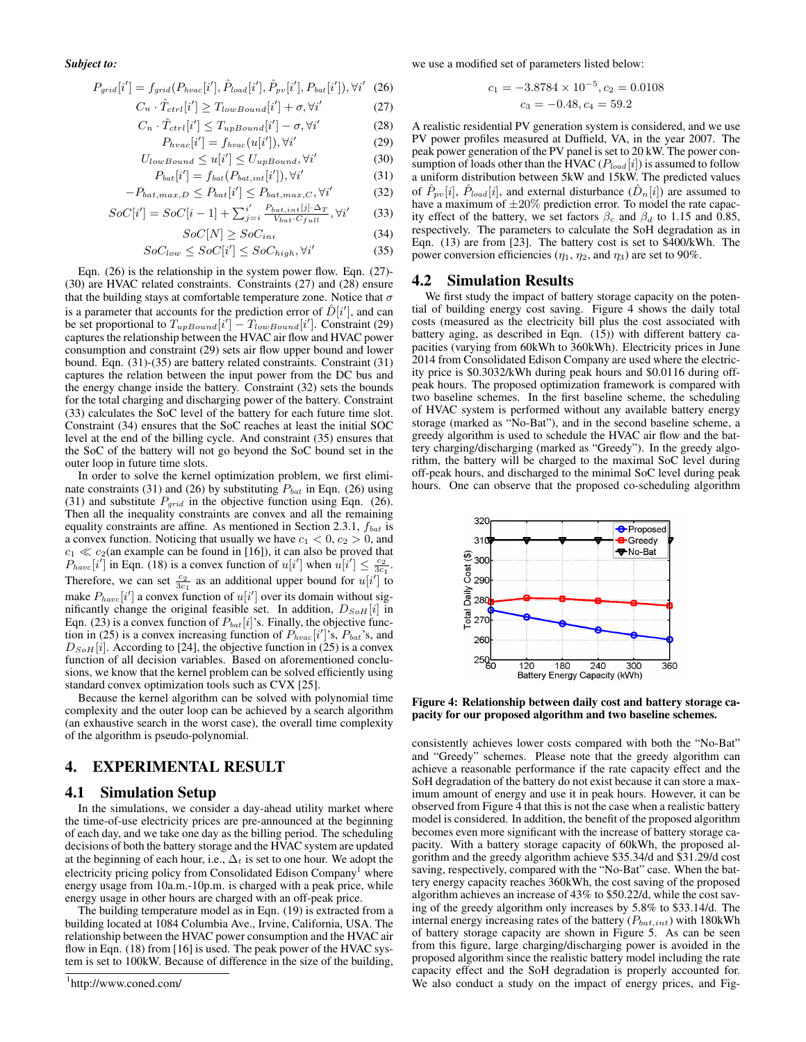***Subject to:***

$$P_{grid}[i'] = f_{grid}(P_{hvac}[i'], \hat{P}_{load}[i'], \hat{P}_{pv}[i'], P_{bat}[i']), \forall i' \quad (26)$$

$$C_n \cdot \hat{T}_{ctrl}[i'] \geq T_{lowBound}[i'] + \sigma, \forall i' \quad (27)$$

$$C_n \cdot \hat{T}_{ctrl}[i'] \leq T_{upBound}[i'] - \sigma, \forall i' \quad (28)$$

$$P_{hvac}[i'] = f_{hvac}(u[i']), \forall i' \quad (29)$$

$$U_{lowBound} \leq u[i'] \leq U_{upBound}, \forall i' \quad (30)$$

$$P_{bat}[i'] = f_{bat}(P_{bat,int}[i']), \forall i' \quad (31)$$

$$-P_{bat,max,D} \leq P_{bat}[i'] \leq P_{bat,max,C}, \forall i' \quad (32)$$

$$SoC[i'] = SoC[i-1] + \sum_{j=i}^{i'} \frac{P_{bat,int}[j] \cdot \Delta_T}{V_{bat} \cdot C_{full}}, \forall i' \quad (33)$$

$$SoC[N] \geq SoC_{ini} \quad (34)$$

$$SoC_{low} \leq SoC[i'] \leq SoC_{high}, \forall i' \quad (35)$$

Eqn. (26) is the relationship in the system power flow. Eqn. (27)-(30) are HVAC related constraints. Constraints (27) and (28) ensure that the building stays at comfortable temperature zone. Notice that $\sigma$ is a parameter that accounts for the prediction error of $\hat{D}[i']$, and can be set proportional to $T_{upBound}[i'] - T_{lowBound}[i']$. Constraint (29) captures the relationship between the HVAC air flow and HVAC power consumption and constraint (29) sets air flow upper bound and lower bound. Eqn. (31)-(35) are battery related constraints. Constraint (31) captures the relation between the input power from the DC bus and the energy change inside the battery. Constraint (32) sets the bounds for the total charging and discharging power of the battery. Constraint (33) calculates the SoC level of the battery for each future time slot. Constraint (34) ensures that the SoC reaches at least the initial SOC level at the end of the billing cycle. And constraint (35) ensures that the SoC of the battery will not go beyond the SoC bound set in the outer loop in future time slots.

In order to solve the kernel optimization problem, we first eliminate constraints (31) and (26) by substituting $P_{bat}$ in Eqn. (26) using (31) and substitute $P_{grid}$ in the objective function using Eqn. (26). Then all the inequality constraints are convex and all the remaining equality constraints are affine. As mentioned in Section 2.3.1, $f_{bat}$ is a convex function. Noticing that usually we have $c_1 < 0, c_2 > 0$, and $c_1 \ll c_2$(an example can be found in [16]), it can also be proved that $P_{havc}[i']$ in Eqn. (18) is a convex function of $u[i']$ when $u[i'] \leq \frac{c_2}{3c_1}$. Therefore, we can set $\frac{c_2}{3c_1}$ as an additional upper bound for $u[i']$ to make $P_{havc}[i']$ a convex function of $u[i']$ over its domain without significantly change the original feasible set. In addition, $D_{SoH}[i]$ in Eqn. (23) is a convex function of $P_{bat}[i]$'s. Finally, the objective function in (25) is a convex increasing function of $P_{hvac}[i']$'s, $P_{bat}$'s, and $D_{SoH}[i]$. According to [24], the objective function in (25) is a convex function of all decision variables. Based on aforementioned conclusions, we know that the kernel problem can be solved efficiently using standard convex optimization tools such as CVX [25].

Because the kernel algorithm can be solved with polynomial time complexity and the outer loop can be achieved by a search algorithm (an exhaustive search in the worst case), the overall time complexity of the algorithm is pseudo-polynomial.

# 4. EXPERIMENTAL RESULT

## 4.1 Simulation Setup

In the simulations, we consider a day-ahead utility market where the time-of-use electricity prices are pre-announced at the beginning of each day, and we take one day as the billing period. The scheduling decisions of both the battery storage and the HVAC system are updated at the beginning of each hour, i.e., $\Delta_t$ is set to one hour. We adopt the electricity pricing policy from Consolidated Edison Company[1] where energy usage from 10a.m.-10p.m. is charged with a peak price, while energy usage in other hours are charged with an off-peak price.

The building temperature model as in Eqn. (19) is extracted from a building located at 1084 Columbia Ave., Irvine, California, USA. The relationship between the HVAC power consumption and the HVAC air flow in Eqn. (18) from [16] is used. The peak power of the HVAC system is set to 100kW. Because of difference in the size of the building, we use a modified set of parameters listed below:

$$c_1 = -3.8784 \times 10^{-5}, c_2 = 0.0108$$
$$c_3 = -0.48, c_4 = 59.2$$

A realistic residential PV generation system is considered, and we use PV power profiles measured at Duffield, VA, in the year 2007. The peak power generation of the PV panel is set to 20 kW. The power consumption of loads other than the HVAC ($P_{load}[i]$) is assumed to follow a uniform distribution between 5kW and 15kW. The predicted values of $\hat{P}_{pv}[i]$, $\hat{P}_{load}[i]$, and external disturbance ($\hat{D}_n[i]$) are assumed to have a maximum of $\pm 20\%$ prediction error. To model the rate capacity effect of the battery, we set factors $\beta_c$ and $\beta_d$ to 1.15 and 0.85, respectively. The parameters to calculate the SoH degradation as in Eqn. (13) are from [23]. The battery cost is set to \$400/kWh. The power conversion efficiencies ($\eta_1$, $\eta_2$, and $\eta_3$) are set to 90%.

## 4.2 Simulation Results

We first study the impact of battery storage capacity on the potential of building energy cost saving. Figure 4 shows the daily total costs (measured as the electricity bill plus the cost associated with battery aging, as described in Eqn. (15)) with different battery capacities (varying from 60kWh to 360kWh). Electricity prices in June 2014 from Consolidated Edison Company are used where the electricity price is \$0.3032/kWh during peak hours and \$0.0116 during off-peak hours. The proposed optimization framework is compared with two baseline schemes. In the first baseline scheme, the scheduling of HVAC system is performed without any available battery energy storage (marked as "No-Bat"), and in the second baseline scheme, a greedy algorithm is used to schedule the HVAC air flow and the battery charging/discharging (marked as "Greedy"). In the greedy algorithm, the battery will be charged to the maximal SoC level during off-peak hours, and discharged to the minimal SoC level during peak hours. One can observe that the proposed co-scheduling algorithm consistently achieves lower costs compared with both the "No-Bat" and "Greedy" schemes. Please note that the greedy algorithm can achieve a reasonable performance if the rate capacity effect and the SoH degradation of the battery do not exist because it can store a maximum amount of energy and use it in peak hours. However, it can be observed from Figure 4 that this is not the case when a realistic battery model is considered. In addition, the benefit of the proposed algorithm becomes even more significant with the increase of battery storage capacity. With a battery storage capacity of 60kWh, the proposed algorithm and the greedy algorithm achieve \$35.34/d and \$31.29/d cost saving, respectively, compared with the "No-Bat" case. When the battery energy capacity reaches 360kWh, the cost saving of the proposed algorithm achieves an increase of 43% to \$50.22/d, while the cost saving of the greedy algorithm only increases by 5.8% to \$33.14/d. The internal energy increasing rates of the battery ($P_{bat,int}$) with 180kWh of battery storage capacity are shown in Figure 5. As can be seen from this figure, large charging/discharging power is avoided in the proposed algorithm since the realistic battery model including the rate capacity effect and the SoH degradation is properly accounted for. We also conduct a study on the impact of energy prices, and Fig-

**Figure 4: Relationship between daily cost and battery storage capacity for our proposed algorithm and two baseline schemes.**

[1] http://www.coned.com/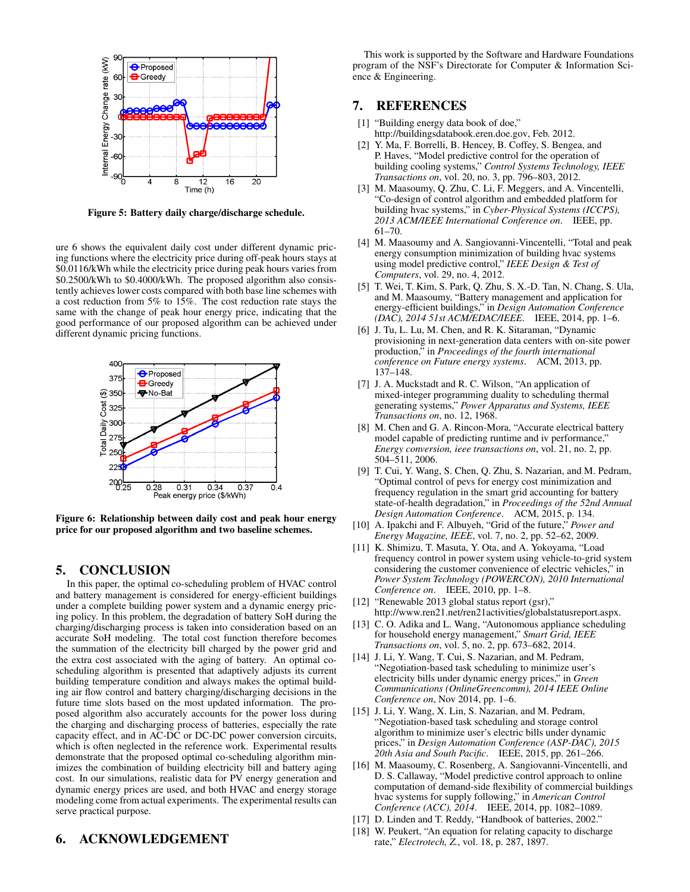Figure 5: Battery daily charge/discharge schedule.

ure 6 shows the equivalent daily cost under different dynamic pricing functions where the electricity price during off-peak hours stays at \$0.0116/kWh while the electricity price during peak hours varies from \$0.2500/kWh to \$0.4000/kWh. The proposed algorithm also consistently achieves lower costs compared with both base line schemes with a cost reduction from 5% to 15%. The cost reduction rate stays the same with the change of peak hour energy price, indicating that the good performance of our proposed algorithm can be achieved under different dynamic pricing functions.

**Figure 6: Relationship between daily cost and peak hour energy price for our proposed algorithm and two baseline schemes.**

## 5. CONCLUSION

In this paper, the optimal co-scheduling problem of HVAC control and battery management is considered for energy-efficient buildings under a complete building power system and a dynamic energy pricing policy. In this problem, the degradation of battery SoH during the charging/discharging process is taken into consideration based on an accurate SoH modeling. The total cost function therefore becomes the summation of the electricity bill charged by the power grid and the extra cost associated with the aging of battery. An optimal co-scheduling algorithm is presented that adaptively adjusts its current building temperature condition and always makes the optimal building air flow control and battery charging/discharging decisions in the future time slots based on the most updated information. The proposed algorithm also accurately accounts for the power loss during the charging and discharging process of batteries, especially the rate capacity effect, and in AC-DC or DC-DC power conversion circuits, which is often neglected in the reference work. Experimental results demonstrate that the proposed optimal co-scheduling algorithm minimizes the combination of building electricity bill and battery aging cost. In our simulations, realistic data for PV energy generation and dynamic energy prices are used, and both HVAC and energy storage modeling come from actual experiments. The experimental results can serve practical purpose.

## 6. ACKNOWLEDGEMENT

This work is supported by the Software and Hardware Foundations program of the NSF's Directorate for Computer & Information Science & Engineering.

## 7. REFERENCES

[1] "Building energy data book of doe," http://buildingsdatabook.eren.doe.gov, Feb. 2012.

[2] Y. Ma, F. Borrelli, B. Hencey, B. Coffey, S. Bengea, and P. Haves, "Model predictive control for the operation of building cooling systems," *Control Systems Technology, IEEE Transactions on*, vol. 20, no. 3, pp. 796–803, 2012.

[3] M. Maasoumy, Q. Zhu, C. Li, F. Meggers, and A. Vincentelli, "Co-design of control algorithm and embedded platform for building hvac systems," in *Cyber-Physical Systems (ICCPS), 2013 ACM/IEEE International Conference on*. IEEE, pp. 61–70.

[4] M. Maasoumy and A. Sangiovanni-Vincentelli, "Total and peak energy consumption minimization of building hvac systems using model predictive control," *IEEE Design & Test of Computers*, vol. 29, no. 4, 2012.

[5] T. Wei, T. Kim, S. Park, Q. Zhu, S. X.-D. Tan, N. Chang, S. Ula, and M. Maasoumy, "Battery management and application for energy-efficient buildings," in *Design Automation Conference (DAC), 2014 51st ACM/EDAC/IEEE*. IEEE, 2014, pp. 1–6.

[6] J. Tu, L. Lu, M. Chen, and R. K. Sitaraman, "Dynamic provisioning in next-generation data centers with on-site power production," in *Proceedings of the fourth international conference on Future energy systems*. ACM, 2013, pp. 137–148.

[7] J. A. Muckstadt and R. C. Wilson, "An application of mixed-integer programming duality to scheduling thermal generating systems," *Power Apparatus and Systems, IEEE Transactions on*, no. 12, 1968.

[8] M. Chen and G. A. Rincon-Mora, "Accurate electrical battery model capable of predicting runtime and iv performance," *Energy conversion, ieee transactions on*, vol. 21, no. 2, pp. 504–511, 2006.

[9] T. Cui, Y. Wang, S. Chen, Q. Zhu, S. Nazarian, and M. Pedram, "Optimal control of pevs for energy cost minimization and frequency regulation in the smart grid accounting for battery state-of-health degradation," in *Proceedings of the 52nd Annual Design Automation Conference*. ACM, 2015, p. 134.

[10] A. Ipakchi and F. Albuyeh, "Grid of the future," *Power and Energy Magazine, IEEE*, vol. 7, no. 2, pp. 52–62, 2009.

[11] K. Shimizu, T. Masuta, Y. Ota, and A. Yokoyama, "Load frequency control in power system using vehicle-to-grid system considering the customer convenience of electric vehicles," in *Power System Technology (POWERCON), 2010 International Conference on*. IEEE, 2010, pp. 1–8.

[12] "Renewable 2013 global status report (gsr)," http://www.ren21.net/ren21activities/globalstatusreport.aspx.

[13] C. O. Adika and L. Wang, "Autonomous appliance scheduling for household energy management," *Smart Grid, IEEE Transactions on*, vol. 5, no. 2, pp. 673–682, 2014.

[14] J. Li, Y. Wang, T. Cui, S. Nazarian, and M. Pedram, "Negotiation-based task scheduling to minimize user's electricity bills under dynamic energy prices," in *Green Communications (OnlineGreencomm), 2014 IEEE Online Conference on*, Nov 2014, pp. 1–6.

[15] J. Li, Y. Wang, X. Lin, S. Nazarian, and M. Pedram, "Negotiation-based task scheduling and storage control algorithm to minimize user's electric bills under dynamic prices," in *Design Automation Conference (ASP-DAC), 2015 20th Asia and South Pacific*. IEEE, 2015, pp. 261–266.

[16] M. Maasoumy, C. Rosenberg, A. Sangiovanni-Vincentelli, and D. S. Callaway, "Model predictive control approach to online computation of demand-side flexibility of commercial buildings hvac systems for supply following," in *American Control Conference (ACC), 2014*. IEEE, 2014, pp. 1082–1089.

[17] D. Linden and T. Reddy, "Handbook of batteries, 2002."

[18] W. Peukert, "An equation for relating capacity to discharge rate," *Electrotech, Z.*, vol. 18, p. 287, 1897.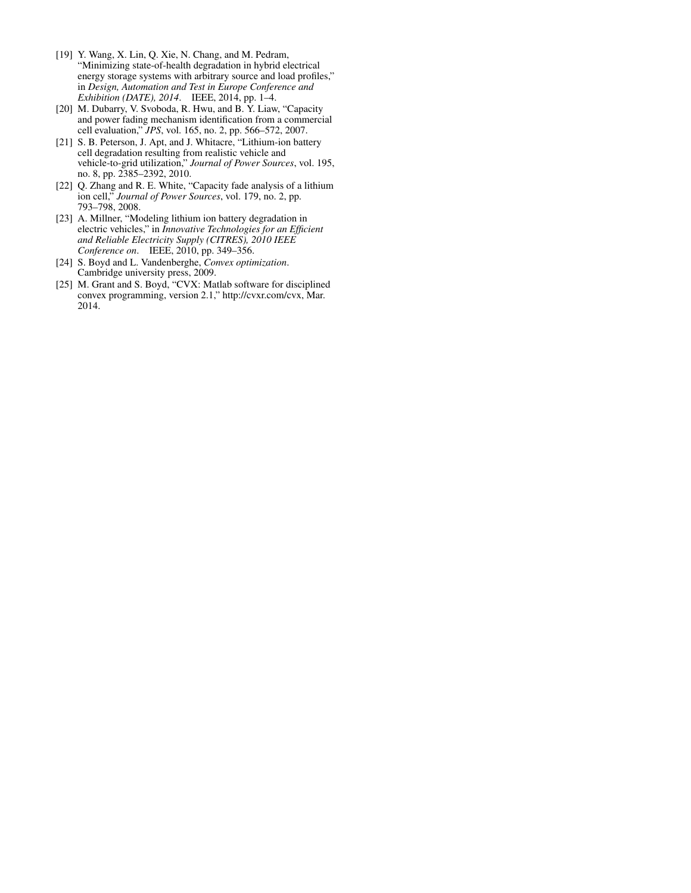[19] Y. Wang, X. Lin, Q. Xie, N. Chang, and M. Pedram, "Minimizing state-of-health degradation in hybrid electrical energy storage systems with arbitrary source and load profiles," in *Design, Automation and Test in Europe Conference and Exhibition (DATE), 2014*. IEEE, 2014, pp. 1–4.

[20] M. Dubarry, V. Svoboda, R. Hwu, and B. Y. Liaw, "Capacity and power fading mechanism identification from a commercial cell evaluation," *JPS*, vol. 165, no. 2, pp. 566–572, 2007.

[21] S. B. Peterson, J. Apt, and J. Whitacre, "Lithium-ion battery cell degradation resulting from realistic vehicle and vehicle-to-grid utilization," *Journal of Power Sources*, vol. 195, no. 8, pp. 2385–2392, 2010.

[22] Q. Zhang and R. E. White, "Capacity fade analysis of a lithium ion cell," *Journal of Power Sources*, vol. 179, no. 2, pp. 793–798, 2008.

[23] A. Millner, "Modeling lithium ion battery degradation in electric vehicles," in *Innovative Technologies for an Efficient and Reliable Electricity Supply (CITRES), 2010 IEEE Conference on*. IEEE, 2010, pp. 349–356.

[24] S. Boyd and L. Vandenberghe, *Convex optimization*. Cambridge university press, 2009.

[25] M. Grant and S. Boyd, "CVX: Matlab software for disciplined convex programming, version 2.1," http://cvxr.com/cvx, Mar. 2014.